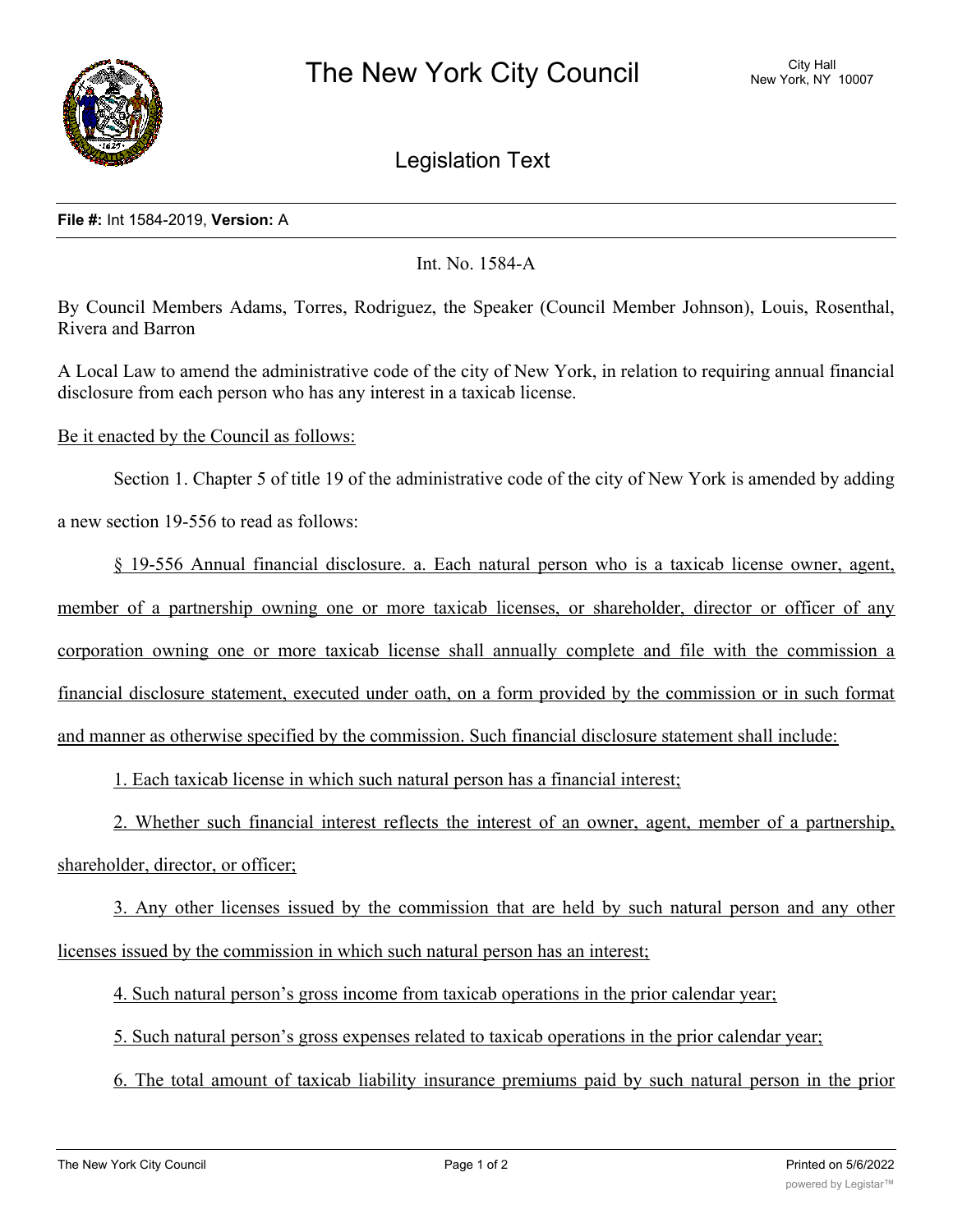# The New York City Council

City Hall
New York, NY 10007

## Legislation Text

**File #:** Int 1584-2019, **Version:** A

Int. No. 1584-A

By Council Members Adams, Torres, Rodriguez, the Speaker (Council Member Johnson), Louis, Rosenthal, Rivera and Barron

A Local Law to amend the administrative code of the city of New York, in relation to requiring annual financial disclosure from each person who has any interest in a taxicab license.

Be it enacted by the Council as follows:

Section 1. Chapter 5 of title 19 of the administrative code of the city of New York is amended by adding a new section 19-556 to read as follows:

§ 19-556 Annual financial disclosure. a. Each natural person who is a taxicab license owner, agent, member of a partnership owning one or more taxicab licenses, or shareholder, director or officer of any corporation owning one or more taxicab license shall annually complete and file with the commission a financial disclosure statement, executed under oath, on a form provided by the commission or in such format and manner as otherwise specified by the commission. Such financial disclosure statement shall include:

1. Each taxicab license in which such natural person has a financial interest;

2. Whether such financial interest reflects the interest of an owner, agent, member of a partnership, shareholder, director, or officer;

3. Any other licenses issued by the commission that are held by such natural person and any other licenses issued by the commission in which such natural person has an interest;

4. Such natural person's gross income from taxicab operations in the prior calendar year;

5. Such natural person's gross expenses related to taxicab operations in the prior calendar year;

6. The total amount of taxicab liability insurance premiums paid by such natural person in the prior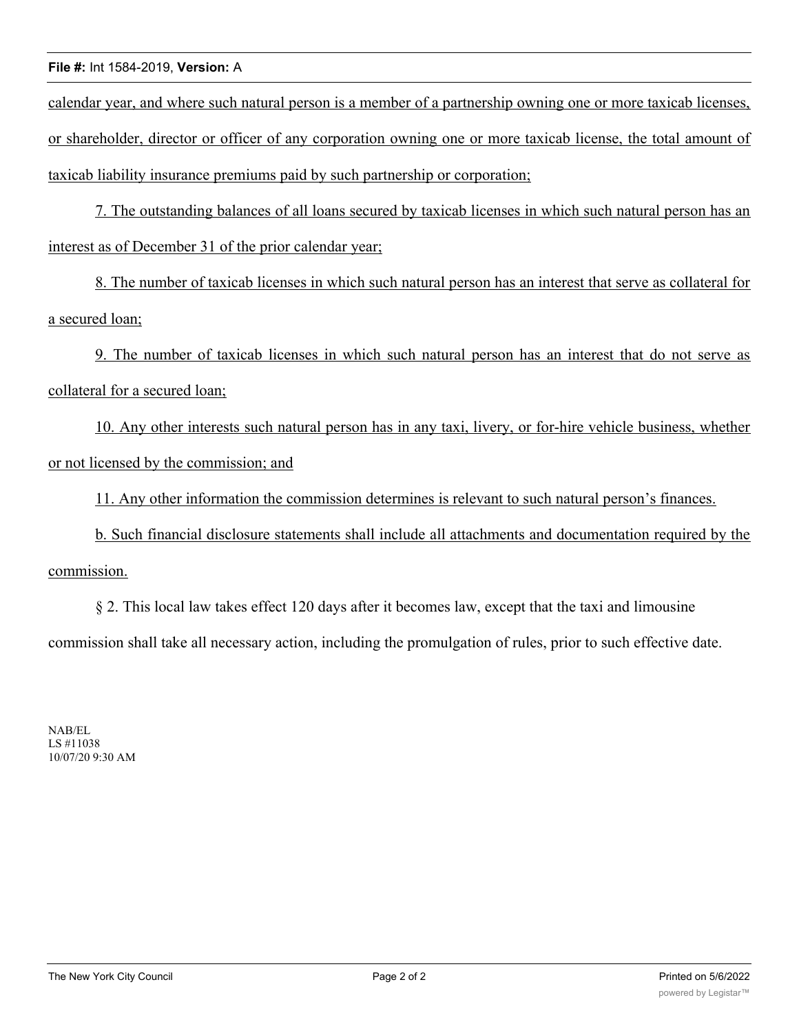calendar year, and where such natural person is a member of a partnership owning one or more taxicab licenses, or shareholder, director or officer of any corporation owning one or more taxicab license, the total amount of taxicab liability insurance premiums paid by such partnership or corporation;

7. The outstanding balances of all loans secured by taxicab licenses in which such natural person has an interest as of December 31 of the prior calendar year;

8. The number of taxicab licenses in which such natural person has an interest that serve as collateral for a secured loan;

9. The number of taxicab licenses in which such natural person has an interest that do not serve as collateral for a secured loan;

10. Any other interests such natural person has in any taxi, livery, or for-hire vehicle business, whether or not licensed by the commission; and

11. Any other information the commission determines is relevant to such natural person's finances.

b. Such financial disclosure statements shall include all attachments and documentation required by the commission.

§ 2. This local law takes effect 120 days after it becomes law, except that the taxi and limousine commission shall take all necessary action, including the promulgation of rules, prior to such effective date.

NAB/EL
LS #11038
10/07/20 9:30 AM